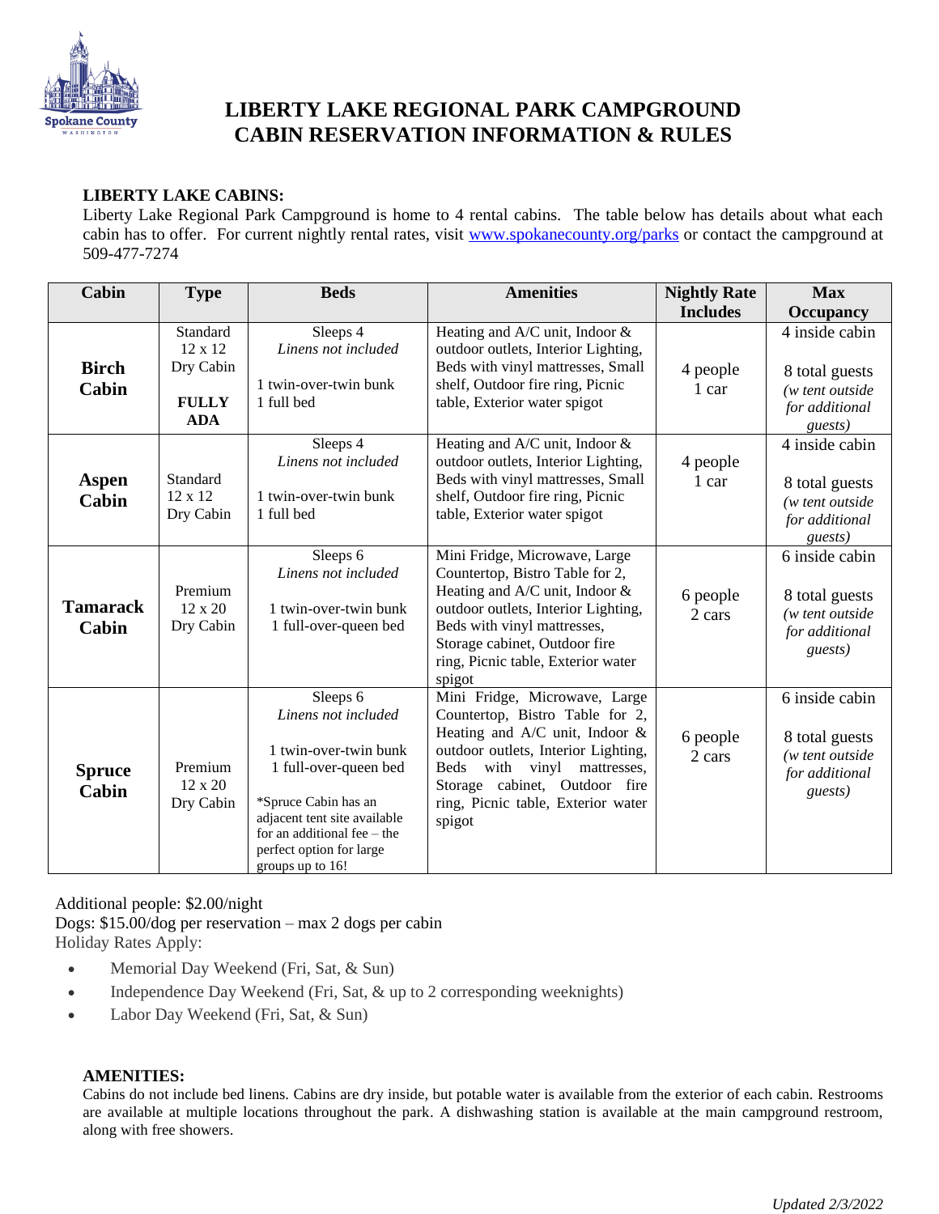# LIBERTY LAKE REGIONAL PARK CAMPGROUND
# CABIN RESERVATION INFORMATION & RULES

**LIBERTY LAKE CABINS:**

Liberty Lake Regional Park Campground is home to 4 rental cabins. The table below has details about what each cabin has to offer. For current nightly rental rates, visit www.spokanecounty.org/parks or contact the campground at 509-477-7274

| Cabin | Type | Beds | Amenities | Nightly Rate Includes | Max Occupancy |
|---|---|---|---|---|---|
| **Birch Cabin** | Standard 12 x 12 Dry Cabin **FULLY ADA** | Sleeps 4 *Linens not included* 1 twin-over-twin bunk 1 full bed | Heating and A/C unit, Indoor & outdoor outlets, Interior Lighting, Beds with vinyl mattresses, Small shelf, Outdoor fire ring, Picnic table, Exterior water spigot | 4 people 1 car | 4 inside cabin 8 total guests *(w tent outside for additional guests)* |
| **Aspen Cabin** | Standard 12 x 12 Dry Cabin | Sleeps 4 *Linens not included* 1 twin-over-twin bunk 1 full bed | Heating and A/C unit, Indoor & outdoor outlets, Interior Lighting, Beds with vinyl mattresses, Small shelf, Outdoor fire ring, Picnic table, Exterior water spigot | 4 people 1 car | 4 inside cabin 8 total guests *(w tent outside for additional guests)* |
| **Tamarack Cabin** | Premium 12 x 20 Dry Cabin | Sleeps 6 *Linens not included* 1 twin-over-twin bunk 1 full-over-queen bed | Mini Fridge, Microwave, Large Countertop, Bistro Table for 2, Heating and A/C unit, Indoor & outdoor outlets, Interior Lighting, Beds with vinyl mattresses, Storage cabinet, Outdoor fire ring, Picnic table, Exterior water spigot | 6 people 2 cars | 6 inside cabin 8 total guests *(w tent outside for additional guests)* |
| **Spruce Cabin** | Premium 12 x 20 Dry Cabin | Sleeps 6 *Linens not included* 1 twin-over-twin bunk 1 full-over-queen bed *Spruce Cabin has an adjacent tent site available for an additional fee – the perfect option for large groups up to 16! | Mini Fridge, Microwave, Large Countertop, Bistro Table for 2, Heating and A/C unit, Indoor & outdoor outlets, Interior Lighting, Beds with vinyl mattresses, Storage cabinet, Outdoor fire ring, Picnic table, Exterior water spigot | 6 people 2 cars | 6 inside cabin 8 total guests *(w tent outside for additional guests)* |

Additional people: $2.00/night

Dogs: $15.00/dog per reservation – max 2 dogs per cabin

Holiday Rates Apply:

- Memorial Day Weekend (Fri, Sat, & Sun)
- Independence Day Weekend (Fri, Sat, & up to 2 corresponding weeknights)
- Labor Day Weekend (Fri, Sat, & Sun)

**AMENITIES:**

Cabins do not include bed linens. Cabins are dry inside, but potable water is available from the exterior of each cabin. Restrooms are available at multiple locations throughout the park. A dishwashing station is available at the main campground restroom, along with free showers.

*Updated 2/3/2022*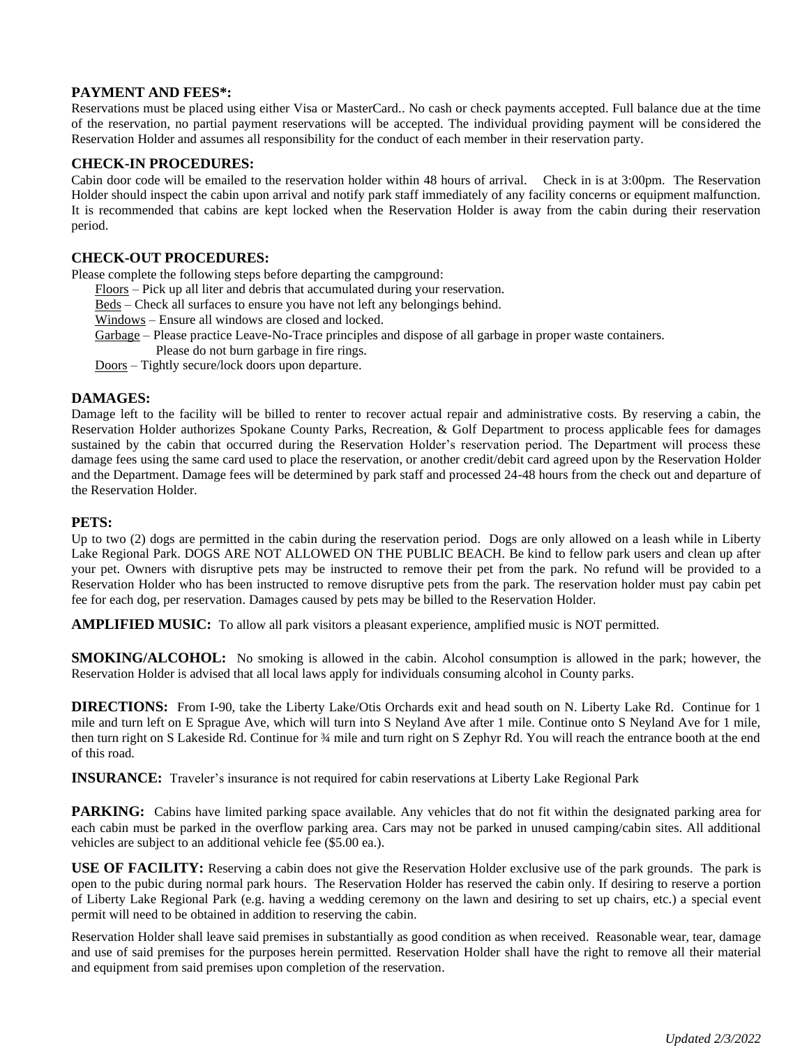### PAYMENT AND FEES*:

Reservations must be placed using either Visa or MasterCard.. No cash or check payments accepted. Full balance due at the time of the reservation, no partial payment reservations will be accepted. The individual providing payment will be considered the Reservation Holder and assumes all responsibility for the conduct of each member in their reservation party.

### CHECK-IN PROCEDURES:

Cabin door code will be emailed to the reservation holder within 48 hours of arrival. Check in is at 3:00pm. The Reservation Holder should inspect the cabin upon arrival and notify park staff immediately of any facility concerns or equipment malfunction. It is recommended that cabins are kept locked when the Reservation Holder is away from the cabin during their reservation period.

### CHECK-OUT PROCEDURES:

Please complete the following steps before departing the campground:

- Floors – Pick up all liter and debris that accumulated during your reservation.
- Beds – Check all surfaces to ensure you have not left any belongings behind.
- Windows – Ensure all windows are closed and locked.
- Garbage – Please practice Leave-No-Trace principles and dispose of all garbage in proper waste containers.
  Please do not burn garbage in fire rings.
- Doors – Tightly secure/lock doors upon departure.

### DAMAGES:

Damage left to the facility will be billed to renter to recover actual repair and administrative costs. By reserving a cabin, the Reservation Holder authorizes Spokane County Parks, Recreation, & Golf Department to process applicable fees for damages sustained by the cabin that occurred during the Reservation Holder's reservation period. The Department will process these damage fees using the same card used to place the reservation, or another credit/debit card agreed upon by the Reservation Holder and the Department. Damage fees will be determined by park staff and processed 24-48 hours from the check out and departure of the Reservation Holder.

### PETS:

Up to two (2) dogs are permitted in the cabin during the reservation period. Dogs are only allowed on a leash while in Liberty Lake Regional Park. DOGS ARE NOT ALLOWED ON THE PUBLIC BEACH. Be kind to fellow park users and clean up after your pet. Owners with disruptive pets may be instructed to remove their pet from the park. No refund will be provided to a Reservation Holder who has been instructed to remove disruptive pets from the park. The reservation holder must pay cabin pet fee for each dog, per reservation. Damages caused by pets may be billed to the Reservation Holder.

**AMPLIFIED MUSIC:** To allow all park visitors a pleasant experience, amplified music is NOT permitted.

**SMOKING/ALCOHOL:** No smoking is allowed in the cabin. Alcohol consumption is allowed in the park; however, the Reservation Holder is advised that all local laws apply for individuals consuming alcohol in County parks.

**DIRECTIONS:** From I-90, take the Liberty Lake/Otis Orchards exit and head south on N. Liberty Lake Rd. Continue for 1 mile and turn left on E Sprague Ave, which will turn into S Neyland Ave after 1 mile. Continue onto S Neyland Ave for 1 mile, then turn right on S Lakeside Rd. Continue for ¾ mile and turn right on S Zephyr Rd. You will reach the entrance booth at the end of this road.

**INSURANCE:** Traveler's insurance is not required for cabin reservations at Liberty Lake Regional Park

**PARKING:** Cabins have limited parking space available. Any vehicles that do not fit within the designated parking area for each cabin must be parked in the overflow parking area. Cars may not be parked in unused camping/cabin sites. All additional vehicles are subject to an additional vehicle fee ($5.00 ea.).

**USE OF FACILITY:** Reserving a cabin does not give the Reservation Holder exclusive use of the park grounds. The park is open to the pubic during normal park hours. The Reservation Holder has reserved the cabin only. If desiring to reserve a portion of Liberty Lake Regional Park (e.g. having a wedding ceremony on the lawn and desiring to set up chairs, etc.) a special event permit will need to be obtained in addition to reserving the cabin.

Reservation Holder shall leave said premises in substantially as good condition as when received. Reasonable wear, tear, damage and use of said premises for the purposes herein permitted. Reservation Holder shall have the right to remove all their material and equipment from said premises upon completion of the reservation.

*Updated 2/3/2022*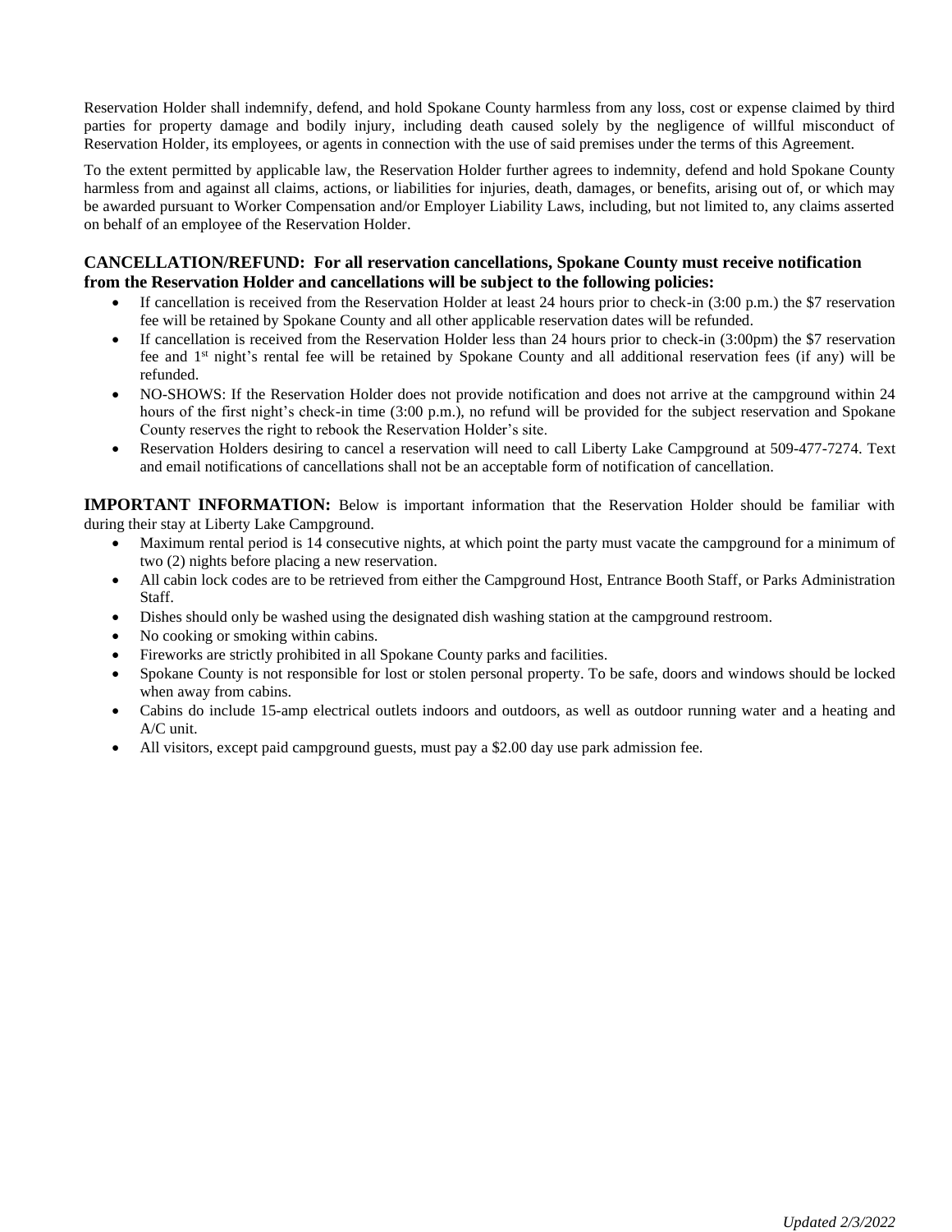Reservation Holder shall indemnify, defend, and hold Spokane County harmless from any loss, cost or expense claimed by third parties for property damage and bodily injury, including death caused solely by the negligence of willful misconduct of Reservation Holder, its employees, or agents in connection with the use of said premises under the terms of this Agreement.

To the extent permitted by applicable law, the Reservation Holder further agrees to indemnity, defend and hold Spokane County harmless from and against all claims, actions, or liabilities for injuries, death, damages, or benefits, arising out of, or which may be awarded pursuant to Worker Compensation and/or Employer Liability Laws, including, but not limited to, any claims asserted on behalf of an employee of the Reservation Holder.

**CANCELLATION/REFUND: For all reservation cancellations, Spokane County must receive notification from the Reservation Holder and cancellations will be subject to the following policies:**

- If cancellation is received from the Reservation Holder at least 24 hours prior to check-in (3:00 p.m.) the $7 reservation fee will be retained by Spokane County and all other applicable reservation dates will be refunded.
- If cancellation is received from the Reservation Holder less than 24 hours prior to check-in (3:00pm) the $7 reservation fee and 1st night's rental fee will be retained by Spokane County and all additional reservation fees (if any) will be refunded.
- NO-SHOWS: If the Reservation Holder does not provide notification and does not arrive at the campground within 24 hours of the first night's check-in time (3:00 p.m.), no refund will be provided for the subject reservation and Spokane County reserves the right to rebook the Reservation Holder's site.
- Reservation Holders desiring to cancel a reservation will need to call Liberty Lake Campground at 509-477-7274. Text and email notifications of cancellations shall not be an acceptable form of notification of cancellation.

**IMPORTANT INFORMATION:** Below is important information that the Reservation Holder should be familiar with during their stay at Liberty Lake Campground.

- Maximum rental period is 14 consecutive nights, at which point the party must vacate the campground for a minimum of two (2) nights before placing a new reservation.
- All cabin lock codes are to be retrieved from either the Campground Host, Entrance Booth Staff, or Parks Administration Staff.
- Dishes should only be washed using the designated dish washing station at the campground restroom.
- No cooking or smoking within cabins.
- Fireworks are strictly prohibited in all Spokane County parks and facilities.
- Spokane County is not responsible for lost or stolen personal property. To be safe, doors and windows should be locked when away from cabins.
- Cabins do include 15-amp electrical outlets indoors and outdoors, as well as outdoor running water and a heating and A/C unit.
- All visitors, except paid campground guests, must pay a $2.00 day use park admission fee.

*Updated 2/3/2022*